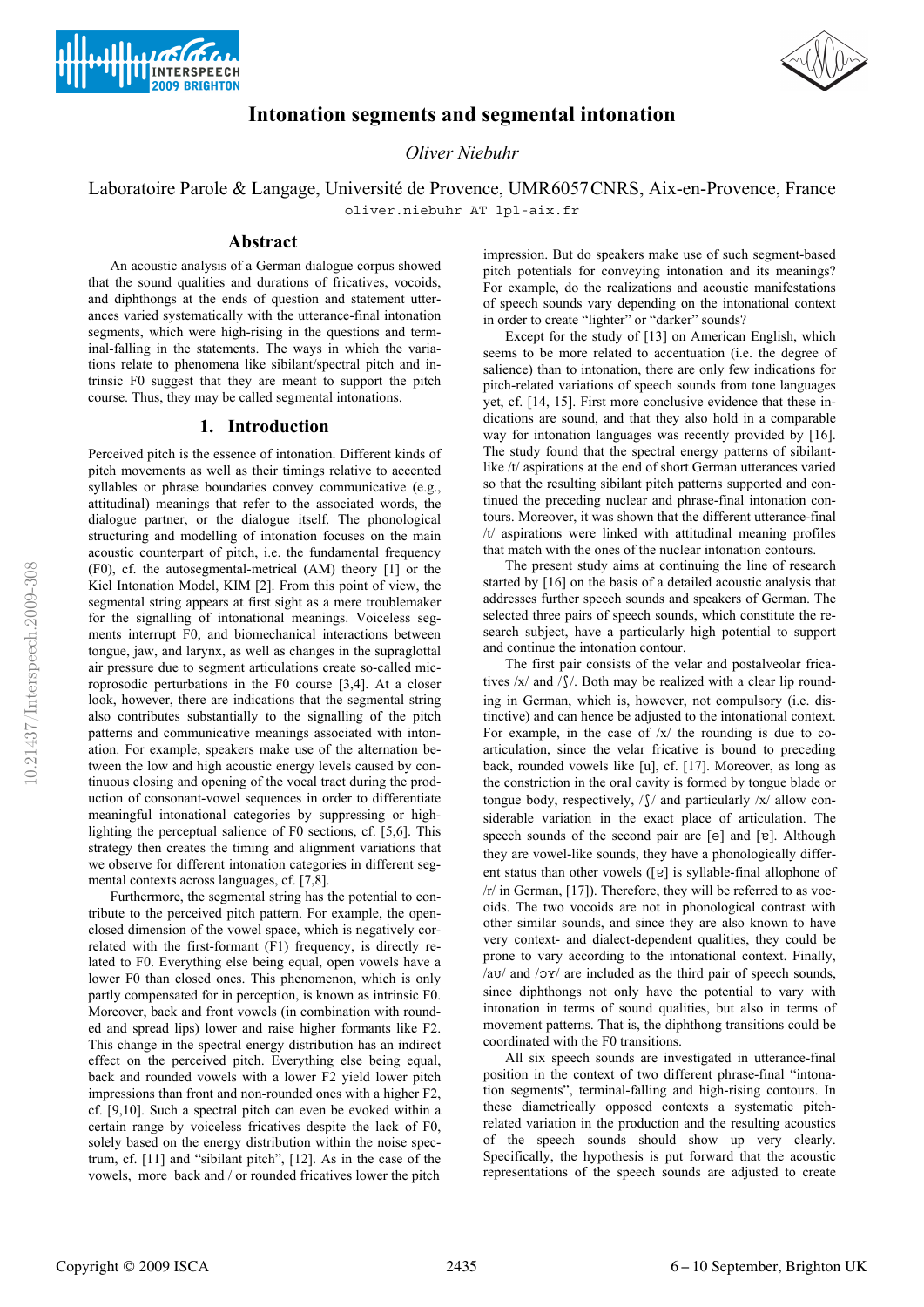# Intonation segments and segmental intonation

*Oliver Niebuhr*

Laboratoire Parole & Langage, Université de Provence, UMR6057CNRS, Aix-en-Provence, France
oliver.niebuhr AT lpl-aix.fr

## Abstract

An acoustic analysis of a German dialogue corpus showed that the sound qualities and durations of fricatives, vocoids, and diphthongs at the ends of question and statement utterances varied systematically with the utterance-final intonation segments, which were high-rising in the questions and terminal-falling in the statements. The ways in which the variations relate to phenomena like sibilant/spitch and intrinsic F0 suggest that they are meant to support the pitch course. Thus, they may be called segmental intonations.

## 1. Introduction

Perceived pitch is the essence of intonation. Different kinds of pitch movements as well as their timings relative to accented syllables or phrase boundaries convey communicative (e.g., attitudinal) meanings that refer to the associated words, the dialogue partner, or the dialogue itself. The phonological structuring and modelling of intonation focuses on the main acoustic counterpart of pitch, i.e. the fundamental frequency (F0), cf. the autosegmental-metrical (AM) theory [1] or the Kiel Intonation Model, KIM [2]. From this point of view, the segmental string appears at first sight as a mere troublemaker for the signalling of intonational meanings. Voiceless segments interrupt F0, and biomechanical interactions between tongue, jaw, and larynx, as well as changes in the supraglottal air pressure due to segment articulations create so-called microprosodic perturbations in the F0 course [3,4]. At a closer look, however, there are indications that the segmental string also contributes substantially to the signalling of the pitch patterns and communicative meanings associated with intonation. For example, speakers make use of the alternation between the low and high acoustic energy levels caused by continuous closing and opening of the vocal tract during the production of consonant-vowel sequences in order to differentiate meaningful intonational categories by suppressing or highlighting the perceptual salience of F0 sections, cf. [5,6]. This strategy then creates the timing and alignment variations that we observe for different intonation categories in different segmental contexts across languages, cf. [7,8].

Furthermore, the segmental string has the potential to contribute to the perceived pitch pattern. For example, the open-closed dimension of the vowel space, which is negatively correlated with the first-formant (F1) frequency, is directly related to F0. Everything else being equal, open vowels have a lower F0 than closed ones. This phenomenon, which is only partly compensated for in perception, is known as intrinsic F0. Moreover, back and front vowels (in combination with rounded and spread lips) lower and raise higher formants like F2. This change in the spectral energy distribution has an indirect effect on the perceived pitch. Everything else being equal, back and rounded vowels with a lower F2 yield lower pitch impressions than front and non-rounded ones with a higher F2, cf. [9,10]. Such a spectral pitch can even be evoked within a certain range by voiceless fricatives despite the lack of F0, solely based on the energy distribution within the noise spectrum, cf. [11] and "sibilant pitch", [12]. As in the case of the vowels, more back and / or rounded fricatives lower the pitch impression. But do speakers make use of such segment-based pitch potentials for conveying intonation and its meanings? For example, do the realizations and acoustic manifestations of speech sounds vary depending on the intonational context in order to create "lighter" or "darker" sounds?

Except for the study of [13] on American English, which seems to be more related to accentuation (i.e. the degree of salience) than to intonation, there are only few indications for pitch-related variations of speech sounds from tone languages yet, cf. [14, 15]. First more conclusive evidence that these indications are sound, and that they also hold in a comparable way for intonation languages was recently provided by [16]. The study found that the spectral energy patterns of sibilant-like /t/ aspirations at the end of short German utterances varied so that the resulting sibilant pitch patterns supported and continued the preceding nuclear and phrase-final intonation contours. Moreover, it was shown that the different utterance-final /t/ aspirations were linked with attitudinal meaning profiles that match with the ones of the nuclear intonation contours.

The present study aims at continuing the line of research started by [16] on the basis of a detailed acoustic analysis that addresses further speech sounds and speakers of German. The selected three pairs of speech sounds, which constitute the research subject, have a particularly high potential to support and continue the intonation contour.

The first pair consists of the velar and postalveolar fricatives /x/ and /ʃ/. Both may be realized with a clear lip rounding in German, which is, however, not compulsory (i.e. distinctive) and can hence be adjusted to the intonational context. For example, in the case of /x/ the rounding is due to coarticulation, since the velar fricative is bound to preceding back, rounded vowels like [u], cf. [17]. Moreover, as long as the constriction in the oral cavity is formed by tongue blade or tongue body, respectively, /ʃ/ and particularly /x/ allow considerable variation in the exact place of articulation. The speech sounds of the second pair are [ə] and [ɐ]. Although they are vowel-like sounds, they have a phonologically different status than other vowels ([ɐ] is syllable-final allophone of /r/ in German, [17]). Therefore, they will be referred to as vocoids. The two vocoids are not in phonological contrast with other similar sounds, and since they are also known to have very context- and dialect-dependent qualities, they could be prone to vary according to the intonational context. Finally, /aʊ/ and /ɔʏ/ are included as the third pair of speech sounds, since diphthongs not only have the potential to vary with intonation in terms of sound qualities, but also in terms of movement patterns. That is, the diphthong transitions could be coordinated with the F0 transitions.

All six speech sounds are investigated in utterance-final position in the context of two different phrase-final "intonation segments", terminal-falling and high-rising contours. In these diametrically opposed contexts a systematic pitch-related variation in the production and the resulting acoustics of the speech sounds should show up very clearly. Specifically, the hypothesis is put forward that the acoustic representations of the speech sounds are adjusted to create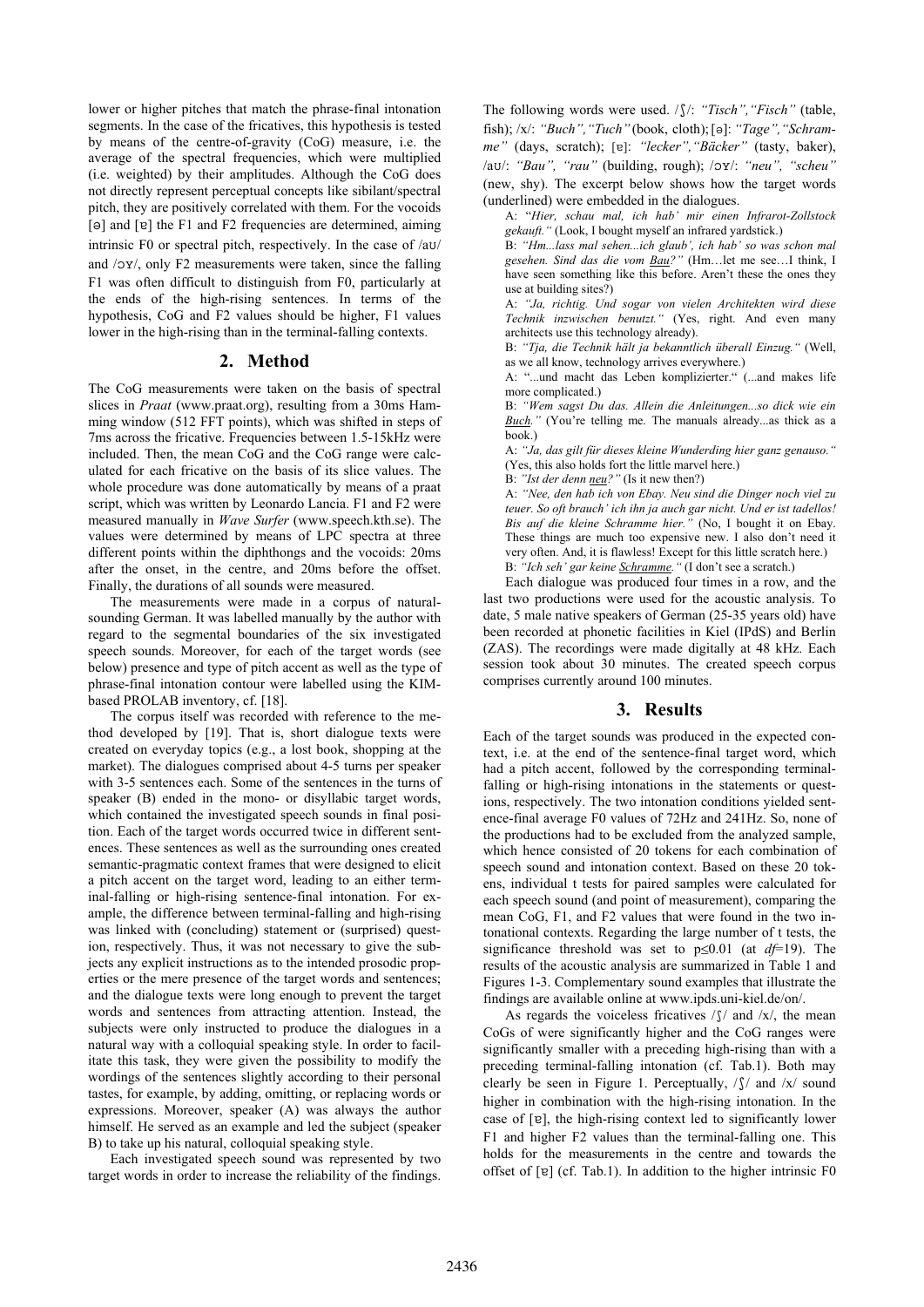lower or higher pitches that match the phrase-final intonation segments. In the case of the fricatives, this hypothesis is tested by means of the centre-of-gravity (CoG) measure, i.e. the average of the spectral frequencies, which were multiplied (i.e. weighted) by their amplitudes. Although the CoG does not directly represent perceptual concepts like sibilant/spectral pitch, they are positively correlated with them. For the vocoids [ə] and [ɐ] the F1 and F2 frequencies are determined, aiming intrinsic F0 or spectral pitch, respectively. In the case of /aʊ/ and /ɔʏ/, only F2 measurements were taken, since the falling F1 was often difficult to distinguish from F0, particularly at the ends of the high-rising sentences. In terms of the hypothesis, CoG and F2 values should be higher, F1 values lower in the high-rising than in the terminal-falling contexts.

## 2. Method

The CoG measurements were taken on the basis of spectral slices in *Praat* (www.praat.org), resulting from a 30ms Hamming window (512 FFT points), which was shifted in steps of 7ms across the fricative. Frequencies between 1.5-15kHz were included. Then, the mean CoG and the CoG range were calculated for each fricative on the basis of its slice values. The whole procedure was done automatically by means of a praat script, which was written by Leonardo Lancia. F1 and F2 were measured manually in *Wave Surfer* (www.speech.kth.se). The values were determined by means of LPC spectra at three different points within the diphthongs and the vocoids: 20ms after the onset, in the centre, and 20ms before the offset. Finally, the durations of all sounds were measured.

The measurements were made in a corpus of natural-sounding German. It was labelled manually by the author with regard to the segmental boundaries of the six investigated speech sounds. Moreover, for each of the target words (see below) presence and type of pitch accent as well as the type of phrase-final intonation contour were labelled using the KIM-based PROLAB inventory, cf. [18].

The corpus itself was recorded with reference to the method developed by [19]. That is, short dialogue texts were created on everyday topics (e.g., a lost book, shopping at the market). The dialogues comprised about 4-5 turns per speaker with 3-5 sentences each. Some of the sentences in the turns of speaker (B) ended in the mono- or disyllabic target words, which contained the investigated speech sounds in final position. Each of the target words occurred twice in different sentences. These sentences as well as the surrounding ones created semantic-pragmatic context frames that were designed to elicit a pitch accent on the target word, leading to an either terminal-falling or high-rising sentence-final intonation. For example, the difference between terminal-falling and high-rising was linked with (concluding) statement or (surprised) question, respectively. Thus, it was not necessary to give the subjects any explicit instructions as to the intended prosodic properties or the mere presence of the target words and sentences; and the dialogue texts were long enough to prevent the target words and sentences from attracting attention. Instead, the subjects were only instructed to produce the dialogues in a natural way with a colloquial speaking style. In order to facilitate this task, they were given the possibility to modify the wordings of the sentences slightly according to their personal tastes, for example, by adding, omitting, or replacing words or expressions. Moreover, speaker (A) was always the author himself. He served as an example and led the subject (speaker B) to take up his natural, colloquial speaking style.

Each investigated speech sound was represented by two target words in order to increase the reliability of the findings. The following words were used. /ʃ/: *"Tisch","Fisch"* (table, fish); /x/: *"Buch","Tuch"* (book, cloth); [ə]: *"Tage","Schramme"* (days, scratch); [ɐ]: *"lecker","Bäcker"* (tasty, baker), /aʊ/: *"Bau", "rau"* (building, rough); /ɔʏ/: *"neu", "scheu"* (new, shy). The excerpt below shows how the target words (underlined) were embedded in the dialogues.

> A: "*Hier, schau mal, ich hab' mir einen Infrarot-Zollstock gekauft."* (Look, I bought myself an infrared yardstick.)
>
> B: *"Hm...lass mal sehen...ich glaub', ich hab' so was schon mal gesehen. Sind das die vom Bau?"* (Hm…let me see…I think, I have seen something like this before. Aren't these the ones they use at building sites?)
>
> A: *"Ja, richtig. Und sogar von vielen Architekten wird diese Technik inzwischen benutzt."* (Yes, right. And even many architects use this technology already).
>
> B: *"Tja, die Technik hält ja bekanntlich überall Einzug."* (Well, as we all know, technology arrives everywhere.)
>
> A: "...und macht das Leben komplizierter." (...and makes life more complicated.)
>
> B: *"Wem sagst Du das. Allein die Anleitungen...so dick wie ein Buch."* (You're telling me. The manuals already...as thick as a book.)
>
> A: *"Ja, das gilt für dieses kleine Wunderding hier ganz genauso."* (Yes, this also holds fort the little marvel here.)
>
> B: *"Ist der denn neu?"* (Is it new then?)
>
> A: *"Nee, den hab ich von Ebay. Neu sind die Dinger noch viel zu teuer. So oft brauch' ich ihn ja auch gar nicht. Und er ist tadellos! Bis auf die kleine Schramme hier."* (No, I bought it on Ebay. These things are much too expensive new. I also don't need it very often. And, it is flawless! Except for this little scratch here.)
>
> B: *"Ich seh' gar keine Schramme."* (I don't see a scratch.)

Each dialogue was produced four times in a row, and the last two productions were used for the acoustic analysis. To date, 5 male native speakers of German (25-35 years old) have been recorded at phonetic facilities in Kiel (IPdS) and Berlin (ZAS). The recordings were made digitally at 48 kHz. Each session took about 30 minutes. The created speech corpus comprises currently around 100 minutes.

## 3. Results

Each of the target sounds was produced in the expected context, i.e. at the end of the sentence-final target word, which had a pitch accent, followed by the corresponding terminal-falling or high-rising intonations in the statements or questions, respectively. The two intonation conditions yielded sentence-final average F0 values of 72Hz and 241Hz. So, none of the productions had to be excluded from the analyzed sample, which hence consisted of 20 tokens for each combination of speech sound and intonation context. Based on these 20 tokens, individual t tests for paired samples were calculated for each speech sound (and point of measurement), comparing the mean CoG, F1, and F2 values that were found in the two intonational contexts. Regarding the large number of t tests, the significance threshold was set to $p \leq 0.01$ (at $df$=19). The results of the acoustic analysis are summarized in Table 1 and Figures 1-3. Complementary sound examples that illustrate the findings are available online at www.ipds.uni-kiel.de/on/.

As regards the voiceless fricatives /ʃ/ and /x/, the mean CoGs of were significantly higher and the CoG ranges were significantly smaller with a preceding high-rising than with a preceding terminal-falling intonation (cf. Tab.1). Both may clearly be seen in Figure 1. Perceptually, /ʃ/ and /x/ sound higher in combination with the high-rising intonation. In the case of [ɐ], the high-rising context led to significantly lower F1 and higher F2 values than the terminal-falling one. This holds for the measurements in the centre and towards the offset of [ɐ] (cf. Tab.1). In addition to the higher intrinsic F0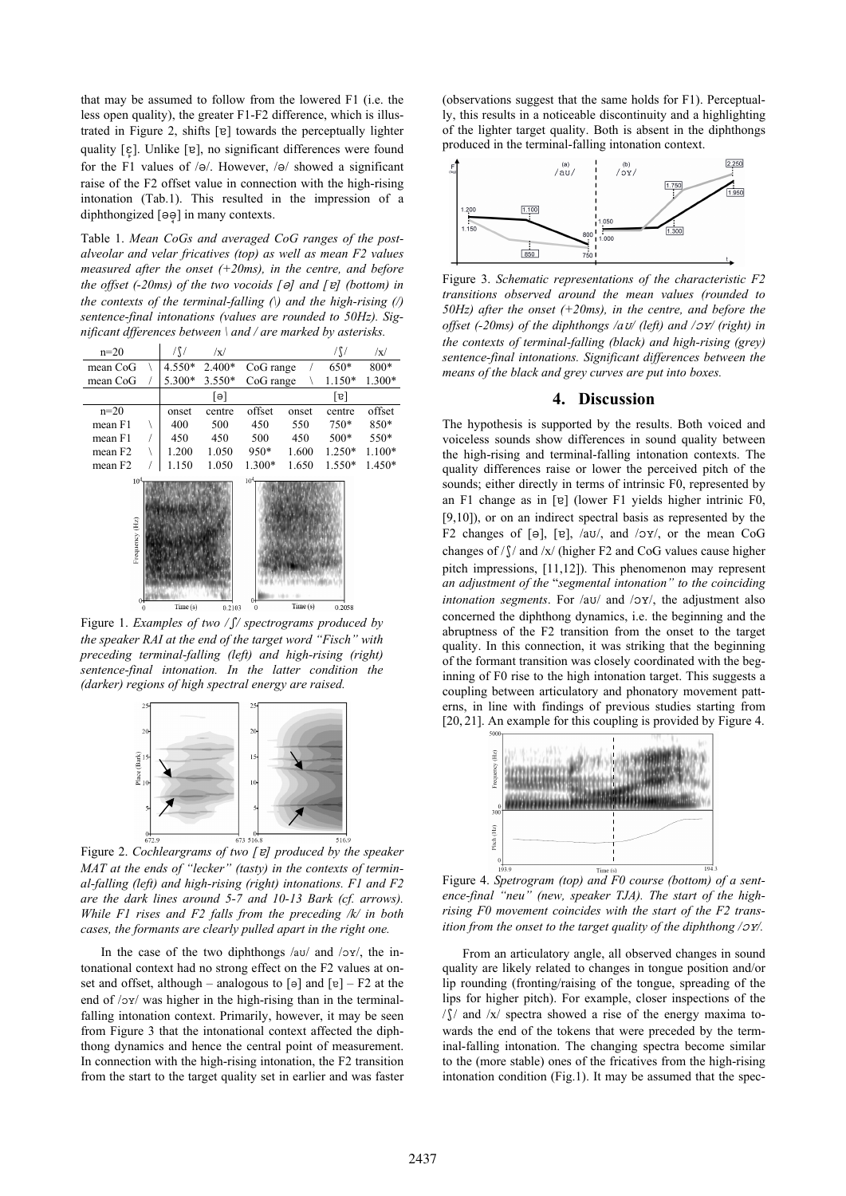that may be assumed to follow from the lowered F1 (i.e. the less open quality), the greater F1-F2 difference, which is illustrated in Figure 2, shifts [ɐ] towards the perceptually lighter quality [ɛ̞]. Unlike [ɐ], no significant differences were found for the F1 values of /ə/. However, /ə/ showed a significant raise of the F2 offset value in connection with the high-rising intonation (Tab.1). This resulted in the impression of a diphthongized [əə̘] in many contexts.

Table 1. *Mean CoGs and averaged CoG ranges of the post-alveolar and velar fricatives (top) as well as mean F2 values measured after the onset (+20ms), in the centre, and before the offset (-20ms) of the two vocoids [ə] and [ɐ] (bottom) in the contexts of the terminal-falling (\) and the high-rising (/) sentence-final intonations (values are rounded to 50Hz). Significant dfferences between \ and / are marked by asterisks.*

| n=20 | | /ʃ/ | /x/ | | | /ʃ/ | /x/ |
|---|---|---|---|---|---|---|---|
| mean CoG | \ | 4.550* | 2.400* | CoG range | / | 650* | 800* |
| mean CoG | / | 5.300* | 3.550* | CoG range | \ | 1.150* | 1.300* |

| n=20 | | [ə] | | | [ɐ] | | |
|---|---|---|---|---|---|---|---|
| | | onset | centre | offset | onset | centre | offset |
| mean F1 | \ | 400 | 500 | 450 | 550 | 750* | 850* |
| mean F1 | / | 450 | 450 | 500 | 450 | 500* | 550* |
| mean F2 | \ | 1.200 | 1.050 | 950* | 1.600 | 1.250* | 1.100* |
| mean F2 | / | 1.150 | 1.050 | 1.300* | 1.650 | 1.550* | 1.450* |

Figure 1. *Examples of two /ʃ/ spectrograms produced by the speaker RAI at the end of the target word "Fisch" with preceding terminal-falling (left) and high-rising (right) sentence-final intonation. In the latter condition the (darker) regions of high spectral energy are raised.*

Figure 2. *Cochleargrams of two [ɐ] produced by the speaker MAT at the ends of "lecker" (tasty) in the contexts of terminal-falling (left) and high-rising (right) intonations. F1 and F2 are the dark lines around 5-7 and 10-13 Bark (cf. arrows). While F1 rises and F2 falls from the preceding /k/ in both cases, the formants are clearly pulled apart in the right one.*

In the case of the two diphthongs /aʊ/ and /ɔʏ/, the intonational context had no strong effect on the F2 values at onset and offset, although – analogous to [ə] and [ɐ] – F2 at the end of /ɔʏ/ was higher in the high-rising than in the terminal-falling intonation context. Primarily, however, it may be seen from Figure 3 that the intonational context affected the diphthong dynamics and hence the central point of measurement. In connection with the high-rising intonation, the F2 transition from the start to the target quality set in earlier and was faster (observations suggest that the same holds for F1). Perceptually, this results in a noticeable discontinuity and a highlighting of the lighter target quality. Both is absent in the diphthongs produced in the terminal-falling intonation context.

Figure 3. *Schematic representations of the characteristic F2 transitions observed around the mean values (rounded to 50Hz) after the onset (+20ms), in the centre, and before the offset (-20ms) of the diphthongs /aʊ/ (left) and /ɔʏ/ (right) in the contexts of terminal-falling (black) and high-rising (grey) sentence-final intonations. Significant differences between the means of the black and grey curves are put into boxes.*

## 4. Discussion

The hypothesis is supported by the results. Both voiced and voiceless sounds show differences in sound quality between the high-rising and terminal-falling intonation contexts. The quality differences raise or lower the perceived pitch of the sounds; either directly in terms of intrinsic F0, represented by an F1 change as in [ɐ] (lower F1 yields higher intrinsic F0, [9,10]), or on an indirect spectral basis as represented by the F2 changes of [ə], [ɐ], /aʊ/, and /ɔʏ/, or the mean CoG changes of /ʃ/ and /x/ (higher F2 and CoG values cause higher pitch impressions, [11,12]). This phenomenon may represent *an adjustment of the "segmental intonation" to the coinciding intonation segments*. For /aʊ/ and /ɔʏ/, the adjustment also concerned the diphthong dynamics, i.e. the beginning and the abruptness of the F2 transition from the onset to the target quality. In this connection, it was striking that the beginning of the formant transition was closely coordinated with the beginning of F0 rise to the high intonation target. This suggests a coupling between articulatory and phonatory movement patterns, in line with findings of previous studies starting from [20, 21]. An example for this coupling is provided by Figure 4.

Figure 4. *Spetrogram (top) and F0 course (bottom) of a sentence-final "neu" (new, speaker TJA). The start of the high-rising F0 movement coincides with the start of the F2 transition from the onset to the target quality of the diphthong /ɔʏ/.*

From an articulatory angle, all observed changes in sound quality are likely related to changes in tongue position and/or lip rounding (fronting/raising of the tongue, spreading of the lips for higher pitch). For example, closer inspections of the /ʃ/ and /x/ spectra showed a rise of the energy maxima towards the end of the tokens that were preceded by the terminal-falling intonation. The changing spectra become similar to the (more stable) ones of the fricatives from the high-rising intonation condition (Fig.1). It may be assumed that the spec-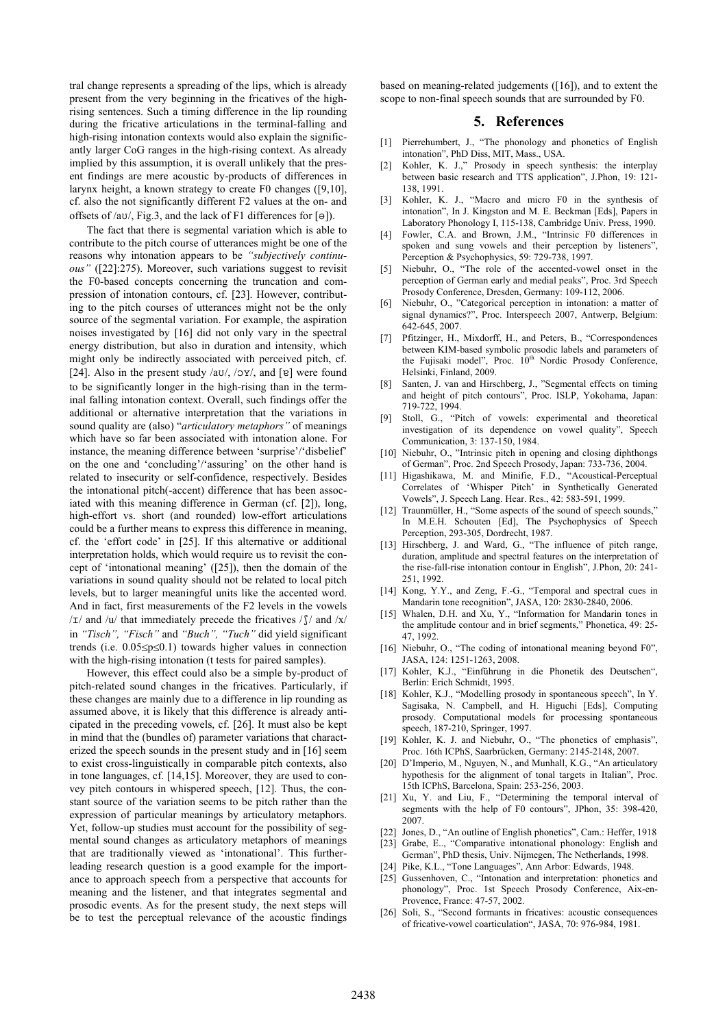tral change represents a spreading of the lips, which is already present from the very beginning in the fricatives of the high-rising sentences. Such a timing difference in the lip rounding during the fricative articulations in the terminal-falling and high-rising intonation contexts would also explain the significantly larger CoG ranges in the high-rising context. As already implied by this assumption, it is overall unlikely that the present findings are mere acoustic by-products of differences in larynx height, a known strategy to create F0 changes ([9,10], cf. also the not significantly different F2 values at the on- and offsets of /aʊ/, Fig.3, and the lack of F1 differences for [ə]).

The fact that there is segmental variation which is able to contribute to the pitch course of utterances might be one of the reasons why intonation appears to be *"subjectively continuous"* ([22]:275). Moreover, such variations suggest to revisit the F0-based concepts concerning the truncation and compression of intonation contours, cf. [23]. However, contributing to the pitch courses of utterances might not be the only source of the segmental variation. For example, the aspiration noises investigated by [16] did not only vary in the spectral energy distribution, but also in duration and intensity, which might only be indirectly associated with perceived pitch, cf. [24]. Also in the present study /aʊ/, /ɔʏ/, and [ɐ] were found to be significantly longer in the high-rising than in the terminal falling intonation context. Overall, such findings offer the additional or alternative interpretation that the variations in sound quality are (also) "*articulatory metaphors"* of meanings which have so far been associated with intonation alone. For instance, the meaning difference between 'surprise'/'disbelief' on the one and 'concluding'/'assuring' on the other hand is related to insecurity or self-confidence, respectively. Besides the intonational pitch(-accent) difference that has been associated with this meaning difference in German (cf. [2]), long, high-effort vs. short (and rounded) low-effort articulations could be a further means to express this difference in meaning, cf. the 'effort code' in [25]. If this alternative or additional interpretation holds, which would require us to revisit the concept of 'intonational meaning' ([25]), then the domain of the variations in sound quality should not be related to local pitch levels, but to larger meaningful units like the accented word. And in fact, first measurements of the F2 levels in the vowels /ɪ/ and /u/ that immediately precede the fricatives /ʃ/ and /x/ in *"Tisch", "Fisch"* and *"Buch", "Tuch"* did yield significant trends (i.e. $0.05 \leq p \leq 0.1$) towards higher values in connection with the high-rising intonation (t tests for paired samples).

However, this effect could also be a simple by-product of pitch-related sound changes in the fricatives. Particularly, if these changes are mainly due to a difference in lip rounding as assumed above, it is likely that this difference is already anticipated in the preceding vowels, cf. [26]. It must also be kept in mind that the (bundles of) parameter variations that characterized the speech sounds in the present study and in [16] seem to exist cross-linguistically in comparable pitch contexts, also in tone languages, cf. [14,15]. Moreover, they are used to convey pitch contours in whispered speech, [12]. Thus, the constant source of the variation seems to be pitch rather than the expression of particular meanings by articulatory metaphors. Yet, follow-up studies must account for the possibility of segmental sound changes as articulatory metaphors of meanings that are traditionally viewed as 'intonational'. This further-leading research question is a good example for the importance to approach speech from a perspective that accounts for meaning and the listener, and that integrates segmental and prosodic events. As for the present study, the next steps will be to test the perceptual relevance of the acoustic findings based on meaning-related judgements ([16]), and to extent the scope to non-final speech sounds that are surrounded by F0.

## 5. References

[1] Pierrehumbert, J., "The phonology and phonetics of English intonation", PhD Diss, MIT, Mass., USA.

[2] Kohler, K. J.," Prosody in speech synthesis: the interplay between basic research and TTS application", J.Phon, 19: 121-138, 1991.

[3] Kohler, K. J., "Macro and micro F0 in the synthesis of intonation", In J. Kingston and M. E. Beckman [Eds], Papers in Laboratory Phonology I, 115-138, Cambridge Univ. Press, 1990.

[4] Fowler, C.A. and Brown, J.M., "Intrinsic F0 differences in spoken and sung vowels and their perception by listeners", Perception & Psychophysics, 59: 729-738, 1997.

[5] Niebuhr, O., "The role of the accented-vowel onset in the perception of German early and medial peaks", Proc. 3rd Speech Prosody Conference, Dresden, Germany: 109-112, 2006.

[6] Niebuhr, O., "Categorical perception in intonation: a matter of signal dynamics?", Proc. Interspeech 2007, Antwerp, Belgium: 642-645, 2007.

[7] Pfitzinger, H., Mixdorff, H., and Peters, B., "Correspondences between KIM-based symbolic prosodic labels and parameters of the Fujisaki model", Proc. 10th Nordic Prosody Conference, Helsinki, Finland, 2009.

[8] Santen, J. van and Hirschberg, J., "Segmental effects on timing and height of pitch contours", Proc. ISLP, Yokohama, Japan: 719-722, 1994.

[9] Stoll, G., "Pitch of vowels: experimental and theoretical investigation of its dependence on vowel quality", Speech Communication, 3: 137-150, 1984.

[10] Niebuhr, O., "Intrinsic pitch in opening and closing diphthongs of German", Proc. 2nd Speech Prosody, Japan: 733-736, 2004.

[11] Higashikawa, M. and Minifie, F.D., "Acoustical-Perceptual Correlates of 'Whisper Pitch' in Synthetically Generated Vowels", J. Speech Lang. Hear. Res., 42: 583-591, 1999.

[12] Traunmüller, H., "Some aspects of the sound of speech sounds," In M.E.H. Schouten [Ed], The Psychophysics of Speech Perception, 293-305, Dordrecht, 1987.

[13] Hirschberg, J. and Ward, G., "The influence of pitch range, duration, amplitude and spectral features on the interpretation of the rise-fall-rise intonation contour in English", J.Phon, 20: 241-251, 1992.

[14] Kong, Y.Y., and Zeng, F.-G., "Temporal and spectral cues in Mandarin tone recognition", JASA, 120: 2830-2840, 2006.

[15] Whalen, D.H. and Xu, Y., "Information for Mandarin tones in the amplitude contour and in brief segments," Phonetica, 49: 25-47, 1992.

[16] Niebuhr, O., "The coding of intonational meaning beyond F0", JASA, 124: 1251-1263, 2008.

[17] Kohler, K.J., "Einführung in die Phonetik des Deutschen", Berlin: Erich Schmidt, 1995.

[18] Kohler, K.J., "Modelling prosody in spontaneous speech", In Y. Sagisaka, N. Campbell, and H. Higuchi [Eds], Computing prosody. Computational models for processing spontaneous speech, 187-210, Springer, 1997.

[19] Kohler, K. J. and Niebuhr, O., "The phonetics of emphasis", Proc. 16th ICPhS, Saarbrücken, Germany: 2145-2148, 2007.

[20] D'Imperio, M., Nguyen, N., and Munhall, K.G., "An articulatory hypothesis for the alignment of tonal targets in Italian", Proc. 15th ICPhS, Barcelona, Spain: 253-256, 2003.

[21] Xu, Y. and Liu, F., "Determining the temporal interval of segments with the help of F0 contours", JPhon, 35: 398-420, 2007.

[22] Jones, D., "An outline of English phonetics", Cam.: Heffer, 1918

[23] Grabe, E.., "Comparative intonational phonology: English and German", PhD thesis, Univ. Nijmegen, The Netherlands, 1998.

[24] Pike, K.L., "Tone Languages", Ann Arbor: Edwards, 1948.

[25] Gussenhoven, C., "Intonation and interpretation: phonetics and phonology", Proc. 1st Speech Prosody Conference, Aix-en-Provence, France: 47-57, 2002.

[26] Soli, S., "Second formants in fricatives: acoustic consequences of fricative-vowel coarticulation", JASA, 70: 976-984, 1981.